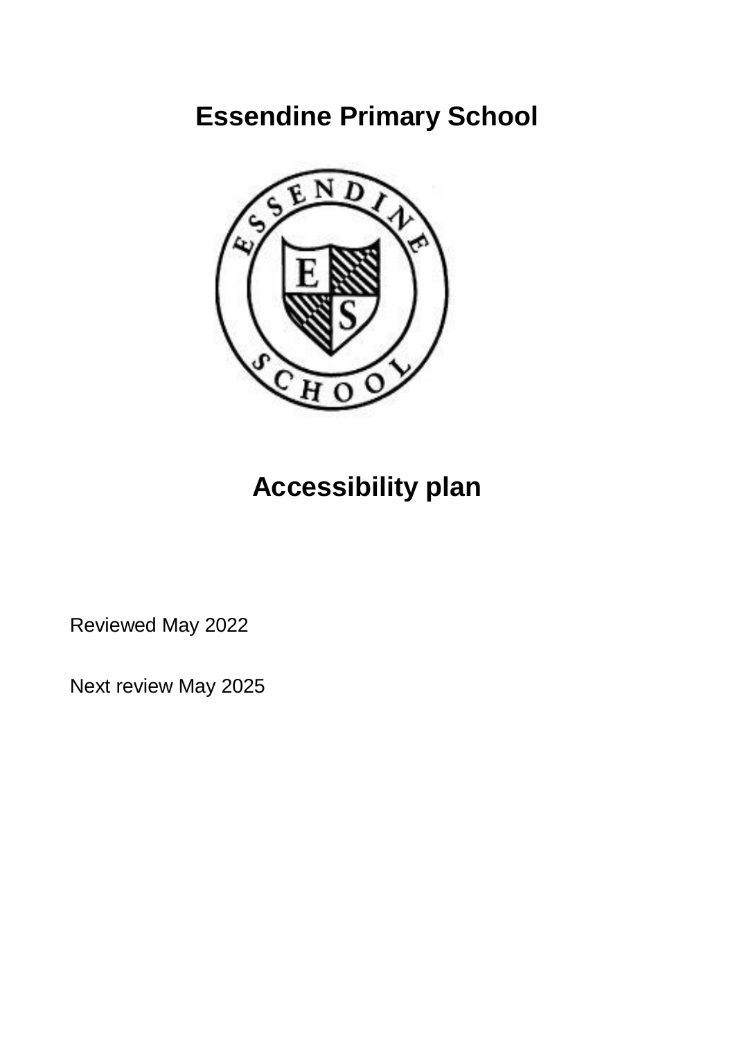# Essendine Primary School

# Accessibility plan

Reviewed May 2022

Next review May 2025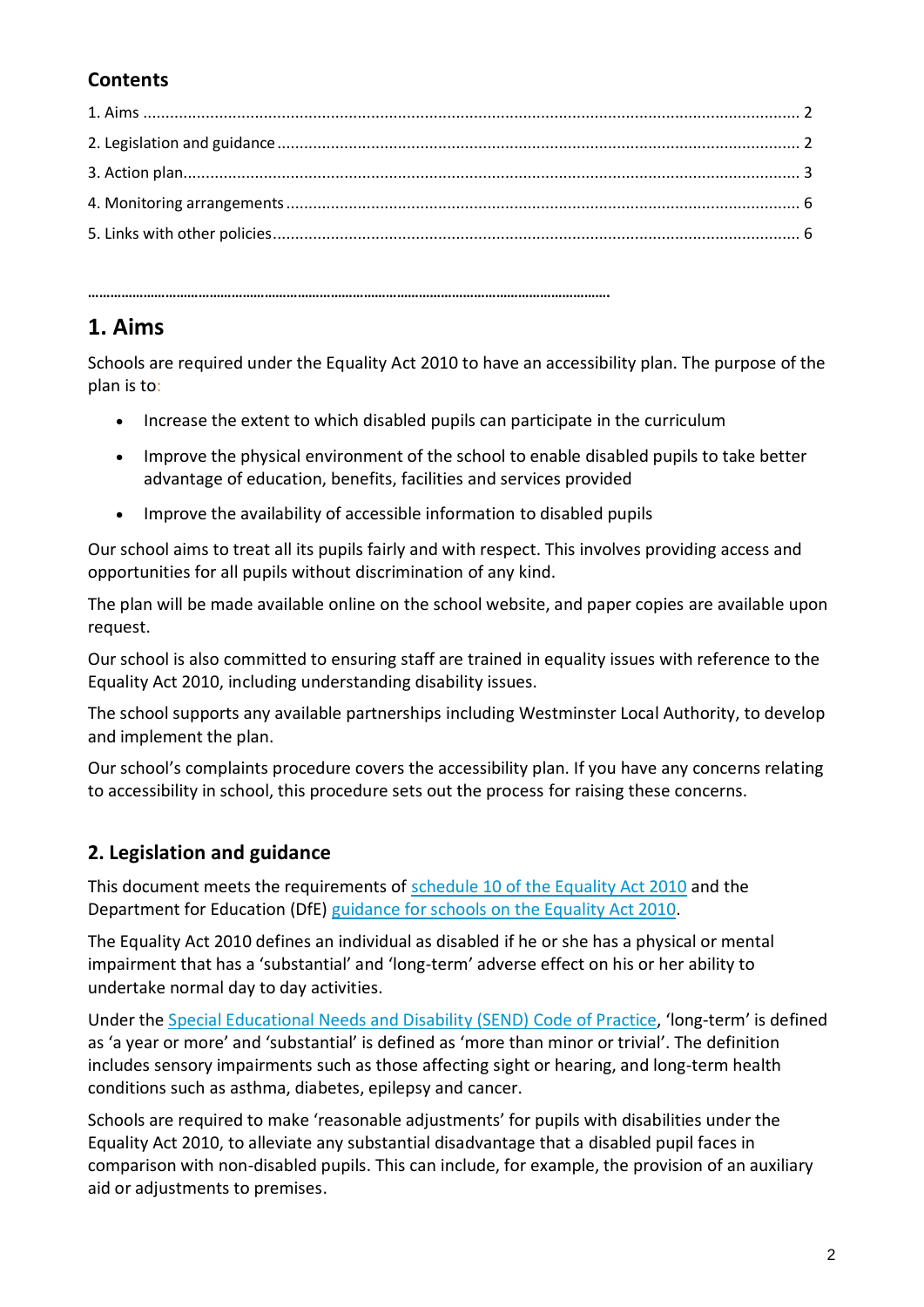## Contents

1. Aims ........................................................................................................................................ 2
2. Legislation and guidance ......................................................................................................... 2
3. Action plan................................................................................................................................ 3
4. Monitoring arrangements ......................................................................................................... 6
5. Links with other policies ........................................................................................................... 6

……………………………………………………………………………………………………………………………

# 1. Aims

Schools are required under the Equality Act 2010 to have an accessibility plan. The purpose of the plan is to:

- Increase the extent to which disabled pupils can participate in the curriculum
- Improve the physical environment of the school to enable disabled pupils to take better advantage of education, benefits, facilities and services provided
- Improve the availability of accessible information to disabled pupils

Our school aims to treat all its pupils fairly and with respect. This involves providing access and opportunities for all pupils without discrimination of any kind.

The plan will be made available online on the school website, and paper copies are available upon request.

Our school is also committed to ensuring staff are trained in equality issues with reference to the Equality Act 2010, including understanding disability issues.

The school supports any available partnerships including Westminster Local Authority, to develop and implement the plan.

Our school's complaints procedure covers the accessibility plan. If you have any concerns relating to accessibility in school, this procedure sets out the process for raising these concerns.

## 2. Legislation and guidance

This document meets the requirements of schedule 10 of the Equality Act 2010 and the Department for Education (DfE) guidance for schools on the Equality Act 2010.

The Equality Act 2010 defines an individual as disabled if he or she has a physical or mental impairment that has a 'substantial' and 'long-term' adverse effect on his or her ability to undertake normal day to day activities.

Under the Special Educational Needs and Disability (SEND) Code of Practice, 'long-term' is defined as 'a year or more' and 'substantial' is defined as 'more than minor or trivial'. The definition includes sensory impairments such as those affecting sight or hearing, and long-term health conditions such as asthma, diabetes, epilepsy and cancer.

Schools are required to make 'reasonable adjustments' for pupils with disabilities under the Equality Act 2010, to alleviate any substantial disadvantage that a disabled pupil faces in comparison with non-disabled pupils. This can include, for example, the provision of an auxiliary aid or adjustments to premises.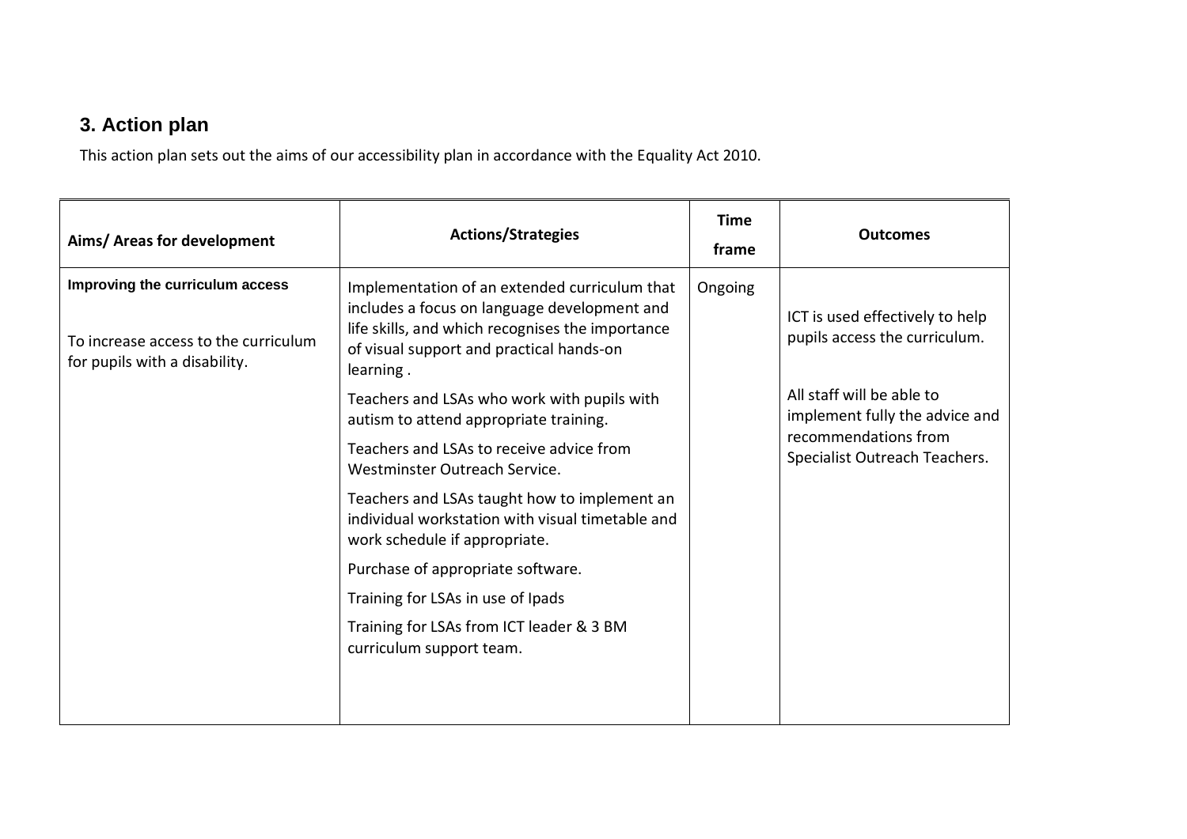## 3. Action plan

This action plan sets out the aims of our accessibility plan in accordance with the Equality Act 2010.

| Aims/ Areas for development | Actions/Strategies | Time frame | Outcomes |
|---|---|---|---|
| **Improving the curriculum access**<br><br>To increase access to the curriculum for pupils with a disability. | Implementation of an extended curriculum that includes a focus on language development and life skills, and which recognises the importance of visual support and practical hands-on learning .<br><br>Teachers and LSAs who work with pupils with autism to attend appropriate training.<br><br>Teachers and LSAs to receive advice from Westminster Outreach Service.<br><br>Teachers and LSAs taught how to implement an individual workstation with visual timetable and work schedule if appropriate.<br><br>Purchase of appropriate software.<br><br>Training for LSAs in use of Ipads<br><br>Training for LSAs from ICT leader & 3 BM curriculum support team. | Ongoing | ICT is used effectively to help pupils access the curriculum.<br><br>All staff will be able to implement fully the advice and recommendations from Specialist Outreach Teachers. |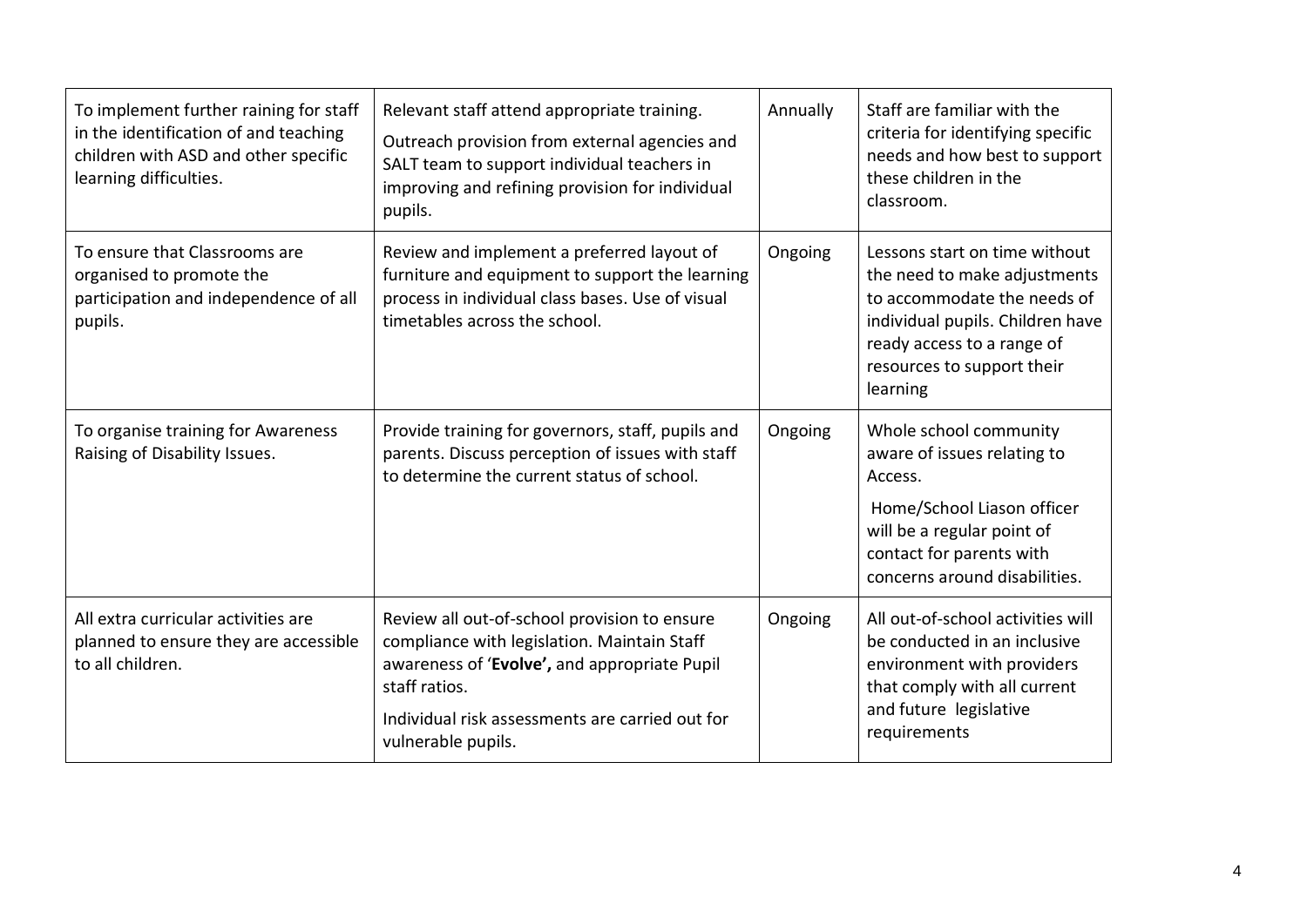| To implement further raining for staff in the identification of and teaching children with ASD and other specific learning difficulties. | Relevant staff attend appropriate training.<br>Outreach provision from external agencies and SALT team to support individual teachers in improving and refining provision for individual pupils. | Annually | Staff are familiar with the criteria for identifying specific needs and how best to support these children in the classroom. |
|---|---|---|---|
| To ensure that Classrooms are organised to promote the participation and independence of all pupils. | Review and implement a preferred layout of furniture and equipment to support the learning process in individual class bases. Use of visual timetables across the school. | Ongoing | Lessons start on time without the need to make adjustments to accommodate the needs of individual pupils. Children have ready access to a range of resources to support their learning |
| To organise training for Awareness Raising of Disability Issues. | Provide training for governors, staff, pupils and parents. Discuss perception of issues with staff to determine the current status of school. | Ongoing | Whole school community aware of issues relating to Access.<br>Home/School Liason officer will be a regular point of contact for parents with concerns around disabilities. |
| All extra curricular activities are planned to ensure they are accessible to all children. | Review all out-of-school provision to ensure compliance with legislation. Maintain Staff awareness of '**Evolve',** and appropriate Pupil staff ratios.<br>Individual risk assessments are carried out for vulnerable pupils. | Ongoing | All out-of-school activities will be conducted in an inclusive environment with providers that comply with all current and future legislative requirements |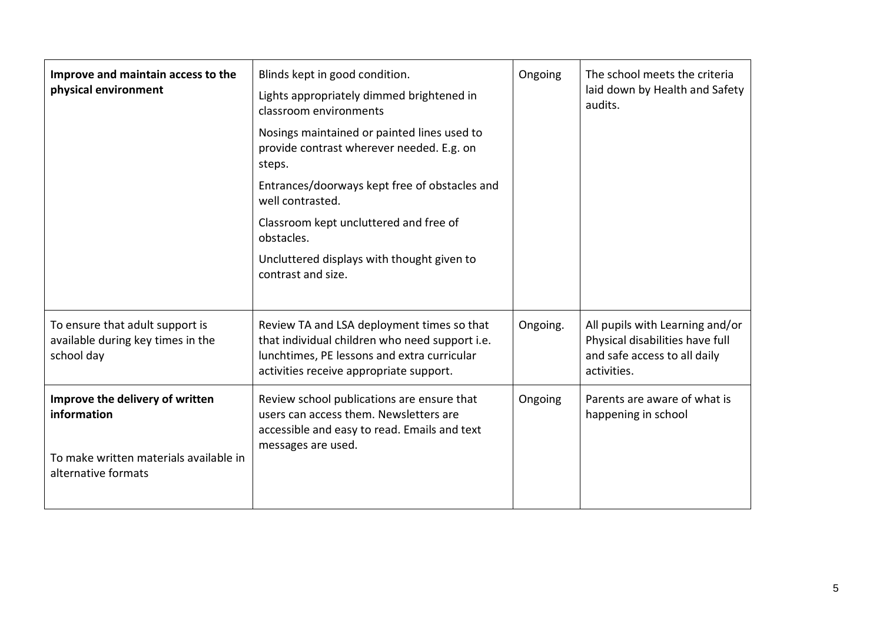| **Improve and maintain access to the physical environment** | Blinds kept in good condition.<br>Lights appropriately dimmed brightened in classroom environments<br>Nosings maintained or painted lines used to provide contrast wherever needed. E.g. on steps.<br>Entrances/doorways kept free of obstacles and well contrasted.<br>Classroom kept uncluttered and free of obstacles.<br>Uncluttered displays with thought given to contrast and size. | Ongoing | The school meets the criteria laid down by Health and Safety audits. |
|---|---|---|---|
| To ensure that adult support is available during key times in the school day | Review TA and LSA deployment times so that that individual children who need support i.e. lunchtimes, PE lessons and extra curricular activities receive appropriate support. | Ongoing. | All pupils with Learning and/or Physical disabilities have full and safe access to all daily activities. |
| **Improve the delivery of written information**<br><br>To make written materials available in alternative formats | Review school publications are ensure that users can access them. Newsletters are accessible and easy to read. Emails and text messages are used. | Ongoing | Parents are aware of what is happening in school |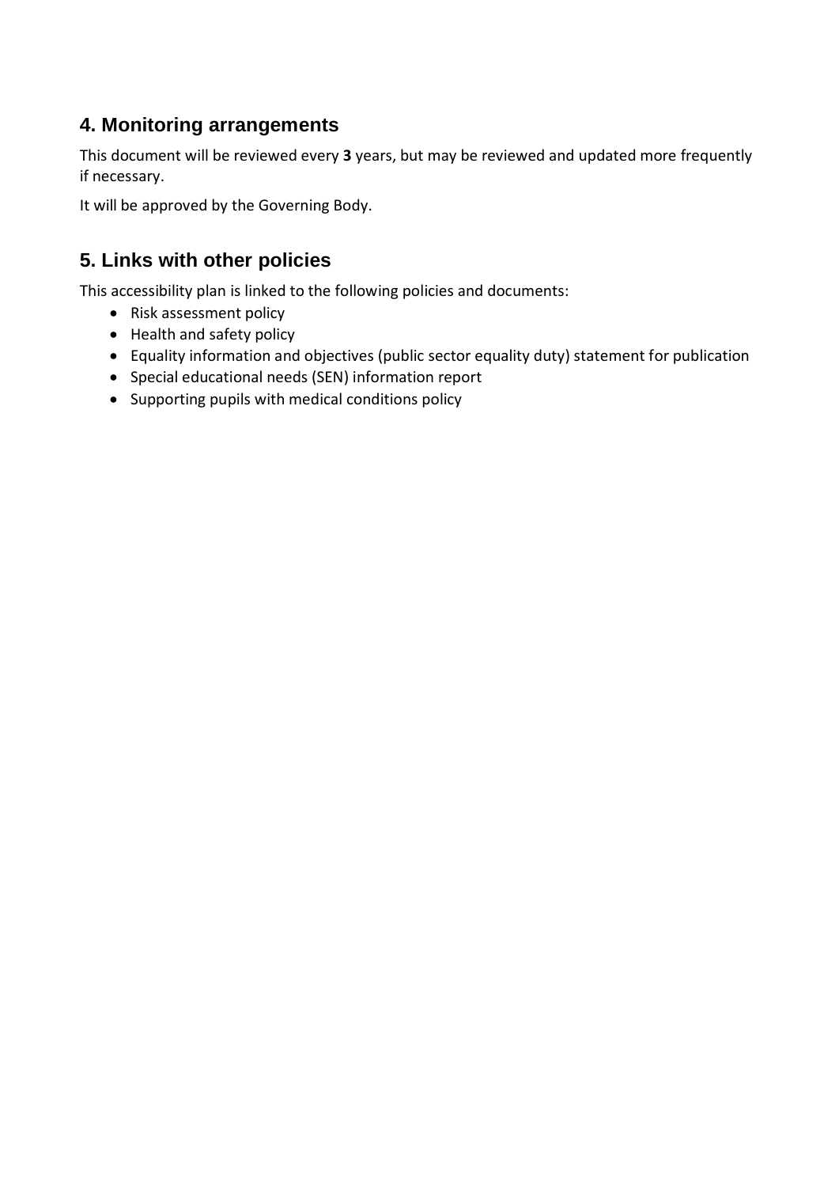## 4. Monitoring arrangements

This document will be reviewed every **3** years, but may be reviewed and updated more frequently if necessary.

It will be approved by the Governing Body.

## 5. Links with other policies

This accessibility plan is linked to the following policies and documents:

- Risk assessment policy
- Health and safety policy
- Equality information and objectives (public sector equality duty) statement for publication
- Special educational needs (SEN) information report
- Supporting pupils with medical conditions policy